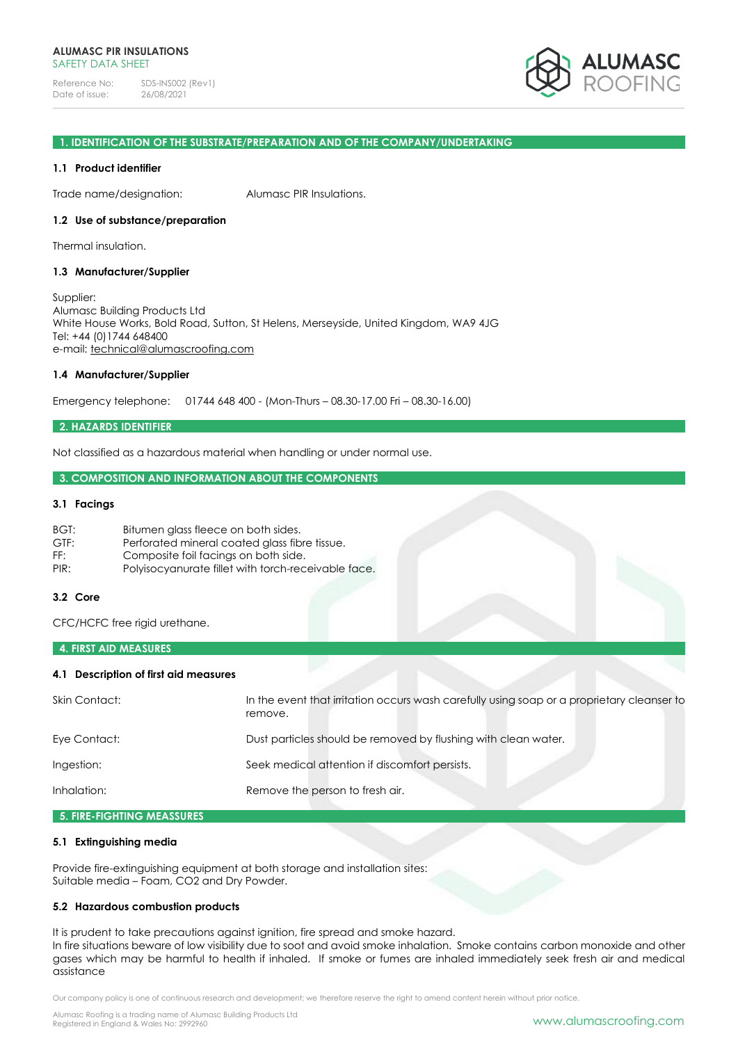**ALUMASC PIR INSULATIONS**
SAFETY DATA SHEET

Reference No: SDS-INS002 (Rev1)
Date of issue: 26/08/2021

## 1. IDENTIFICATION OF THE SUBSTRATE/PREPARATION AND OF THE COMPANY/UNDERTAKING

### 1.1 Product identifier

Trade name/designation: Alumasc PIR Insulations.

### 1.2 Use of substance/preparation

Thermal insulation.

### 1.3 Manufacturer/Supplier

Supplier:
Alumasc Building Products Ltd
White House Works, Bold Road, Sutton, St Helens, Merseyside, United Kingdom, WA9 4JG
Tel: +44 (0)1744 648400
e-mail: technical@alumascroofing.com

### 1.4 Manufacturer/Supplier

Emergency telephone: 01744 648 400 - (Mon-Thurs – 08.30-17.00 Fri – 08.30-16.00)

## 2. HAZARDS IDENTIFIER

Not classified as a hazardous material when handling or under normal use.

## 3. COMPOSITION AND INFORMATION ABOUT THE COMPONENTS

### 3.1 Facings

| | |
|---|---|
| BGT: | Bitumen glass fleece on both sides. |
| GTF: | Perforated mineral coated glass fibre tissue. |
| FF: | Composite foil facings on both side. |
| PIR: | Polyisocyanurate fillet with torch-receivable face. |

### 3.2 Core

CFC/HCFC free rigid urethane.

## 4. FIRST AID MEASURES

### 4.1 Description of first aid measures

| | |
|---|---|
| Skin Contact: | In the event that irritation occurs wash carefully using soap or a proprietary cleanser to remove. |
| Eye Contact: | Dust particles should be removed by flushing with clean water. |
| Ingestion: | Seek medical attention if discomfort persists. |
| Inhalation: | Remove the person to fresh air. |

## 5. FIRE-FIGHTING MEASSURES

### 5.1 Extinguishing media

Provide fire-extinguishing equipment at both storage and installation sites:
Suitable media – Foam, CO2 and Dry Powder.

### 5.2 Hazardous combustion products

It is prudent to take precautions against ignition, fire spread and smoke hazard.
In fire situations beware of low visibility due to soot and avoid smoke inhalation. Smoke contains carbon monoxide and other gases which may be harmful to health if inhaled. If smoke or fumes are inhaled immediately seek fresh air and medical assistance

Our company policy is one of continuous research and development; we therefore reserve the right to amend content herein without prior notice.

Alumasc Roofing is a trading name of Alumasc Building Products Ltd
Registered in England & Wales No: 2992960

www.alumascroofing.com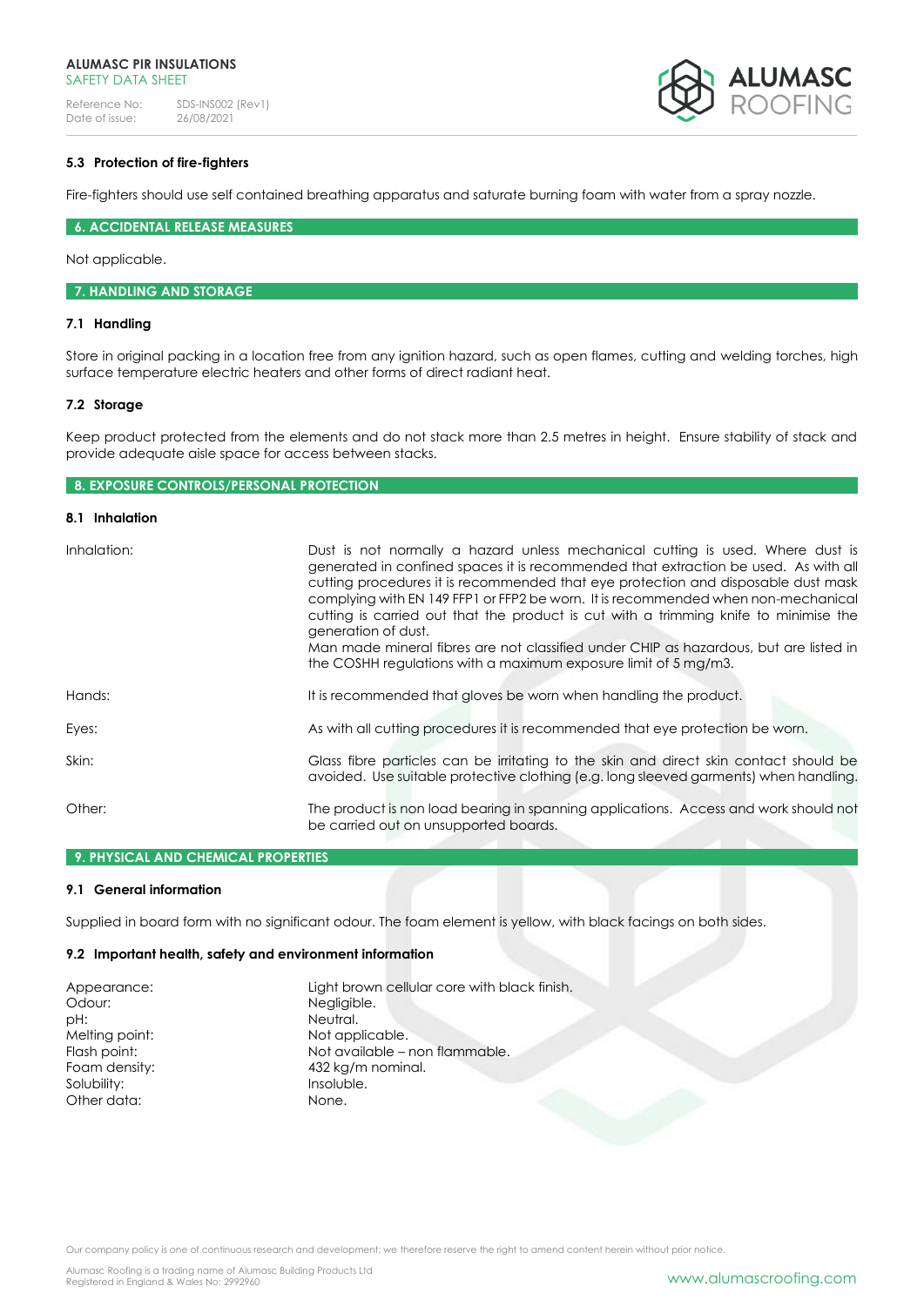### 5.3 Protection of fire-fighters

Fire-fighters should use self contained breathing apparatus and saturate burning foam with water from a spray nozzle.

## 6. ACCIDENTAL RELEASE MEASURES

Not applicable.

## 7. HANDLING AND STORAGE

### 7.1 Handling

Store in original packing in a location free from any ignition hazard, such as open flames, cutting and welding torches, high surface temperature electric heaters and other forms of direct radiant heat.

### 7.2 Storage

Keep product protected from the elements and do not stack more than 2.5 metres in height. Ensure stability of stack and provide adequate aisle space for access between stacks.

## 8. EXPOSURE CONTROLS/PERSONAL PROTECTION

### 8.1 Inhalation

| | |
|---|---|
| Inhalation: | Dust is not normally a hazard unless mechanical cutting is used. Where dust is generated in confined spaces it is recommended that extraction be used. As with all cutting procedures it is recommended that eye protection and disposable dust mask complying with EN 149 FFP1 or FFP2 be worn. It is recommended when non-mechanical cutting is carried out that the product is cut with a trimming knife to minimise the generation of dust.<br>Man made mineral fibres are not classified under CHIP as hazardous, but are listed in the COSHH regulations with a maximum exposure limit of 5 mg/m3. |
| Hands: | It is recommended that gloves be worn when handling the product. |
| Eyes: | As with all cutting procedures it is recommended that eye protection be worn. |
| Skin: | Glass fibre particles can be irritating to the skin and direct skin contact should be avoided. Use suitable protective clothing (e.g. long sleeved garments) when handling. |
| Other: | The product is non load bearing in spanning applications. Access and work should not be carried out on unsupported boards. |

## 9. PHYSICAL AND CHEMICAL PROPERTIES

### 9.1 General information

Supplied in board form with no significant odour. The foam element is yellow, with black facings on both sides.

### 9.2 Important health, safety and environment information

| | |
|---|---|
| Appearance: | Light brown cellular core with black finish. |
| Odour: | Negligible. |
| pH: | Neutral. |
| Melting point: | Not applicable. |
| Flash point: | Not available – non flammable. |
| Foam density: | 432 kg/m nominal. |
| Solubility: | Insoluble. |
| Other data: | None. |

Our company policy is one of continuous research and development; we therefore reserve the right to amend content herein without prior notice.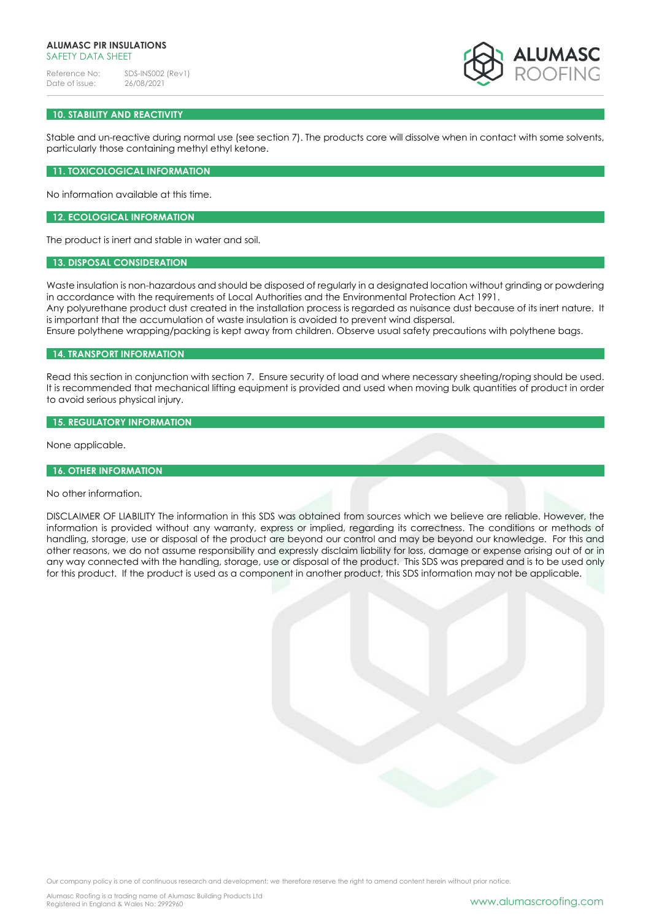## 10. STABILITY AND REACTIVITY

Stable and un-reactive during normal use (see section 7). The products core will dissolve when in contact with some solvents, particularly those containing methyl ethyl ketone.

## 11. TOXICOLOGICAL INFORMATION

No information available at this time.

## 12. ECOLOGICAL INFORMATION

The product is inert and stable in water and soil.

## 13. DISPOSAL CONSIDERATION

Waste insulation is non-hazardous and should be disposed of regularly in a designated location without grinding or powdering in accordance with the requirements of Local Authorities and the Environmental Protection Act 1991.
Any polyurethane product dust created in the installation process is regarded as nuisance dust because of its inert nature. It is important that the accumulation of waste insulation is avoided to prevent wind dispersal.
Ensure polythene wrapping/packing is kept away from children. Observe usual safety precautions with polythene bags.

## 14. TRANSPORT INFORMATION

Read this section in conjunction with section 7. Ensure security of load and where necessary sheeting/roping should be used. It is recommended that mechanical lifting equipment is provided and used when moving bulk quantities of product in order to avoid serious physical injury.

## 15. REGULATORY INFORMATION

None applicable.

## 16. OTHER INFORMATION

No other information.

DISCLAIMER OF LIABILITY The information in this SDS was obtained from sources which we believe are reliable. However, the information is provided without any warranty, express or implied, regarding its correctness. The conditions or methods of handling, storage, use or disposal of the product are beyond our control and may be beyond our knowledge. For this and other reasons, we do not assume responsibility and expressly disclaim liability for loss, damage or expense arising out of or in any way connected with the handling, storage, use or disposal of the product. This SDS was prepared and is to be used only for this product. If the product is used as a component in another product, this SDS information may not be applicable.